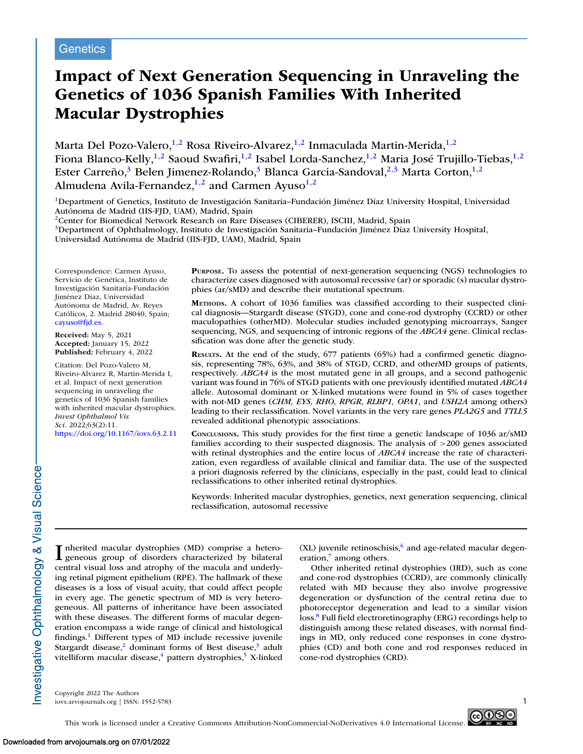Genetics

# Impact of Next Generation Sequencing in Unraveling the Genetics of 1036 Spanish Families With Inherited Macular Dystrophies

Marta Del Pozo-Valero,[1,2] Rosa Riveiro-Alvarez,[1,2] Inmaculada Martin-Merida,[1,2] Fiona Blanco-Kelly,[1,2] Saoud Swafiri,[1,2] Isabel Lorda-Sanchez,[1,2] Maria José Trujillo-Tiebas,[1,2] Ester Carreño,[3] Belen Jimenez-Rolando,[3] Blanca Garcia-Sandoval,[2,3] Marta Corton,[1,2] Almudena Avila-Fernandez,[1,2] and Carmen Ayuso[1,2]

[1]Department of Genetics, Instituto de Investigación Sanitaria–Fundación Jiménez Díaz University Hospital, Universidad Autónoma de Madrid (IIS-FJD, UAM), Madrid, Spain
[2]Center for Biomedical Network Research on Rare Diseases (CIBERER), ISCIII, Madrid, Spain
[3]Department of Ophthalmology, Instituto de Investigación Sanitaria–Fundación Jiménez Díaz University Hospital, Universidad Autónoma de Madrid (IIS-FJD, UAM), Madrid, Spain

Correspondence: Carmen Ayuso, Servicio de Genética, Instituto de Investigación Sanitaria-Fundación Jiménez Díaz, Universidad Autónoma de Madrid, Av. Reyes Católicos, 2. Madrid 28040, Spain; cayuso@fjd.es.

**Received:** May 5, 2021
**Accepted:** January 15, 2022
**Published:** February 4, 2022

Citation: Del Pozo-Valero M, Riveiro-Alvarez R, Martin-Merida I, et al. Impact of next generation sequencing in unraveling the genetics of 1036 Spanish families with inherited macular dystrophies. *Invest Ophthalmol Vis Sci.* 2022;63(2):11. https://doi.org/10.1167/iovs.63.2.11

**Purpose.** To assess the potential of next-generation sequencing (NGS) technologies to characterize cases diagnosed with autosomal recessive (ar) or sporadic (s) macular dystrophies (ar/sMD) and describe their mutational spectrum.

**Methods.** A cohort of 1036 families was classified according to their suspected clinical diagnosis—Stargardt disease (STGD), cone and cone-rod dystrophy (CCRD) or other maculopathies (otherMD). Molecular studies included genotyping microarrays, Sanger sequencing, NGS, and sequencing of intronic regions of the *ABCA4* gene. Clinical reclassification was done after the genetic study.

**Results.** At the end of the study, 677 patients (65%) had a confirmed genetic diagnosis, representing 78%, 63%, and 38% of STGD, CCRD, and otherMD groups of patients, respectively. *ABCA4* is the most mutated gene in all groups, and a second pathogenic variant was found in 76% of STGD patients with one previously identified mutated *ABCA4* allele. Autosomal dominant or X-linked mutations were found in 5% of cases together with not-MD genes (*CHM, EYS, RHO, RPGR, RLBP1, OPA1*, and *USH2A* among others) leading to their reclassification. Novel variants in the very rare genes *PLA2G5* and *TTLL5* revealed additional phenotypic associations.

**Conclusions.** This study provides for the first time a genetic landscape of 1036 ar/sMD families according to their suspected diagnosis. The analysis of >200 genes associated with retinal dystrophies and the entire locus of *ABCA4* increase the rate of characterization, even regardless of available clinical and familiar data. The use of the suspected a priori diagnosis referred by the clinicians, especially in the past, could lead to clinical reclassifications to other inherited retinal dystrophies.

Keywords: Inherited macular dystrophies, genetics, next generation sequencing, clinical reclassification, autosomal recessive

Inherited macular dystrophies (MD) comprise a heterogeneous group of disorders characterized by bilateral central visual loss and atrophy of the macula and underlying retinal pigment epithelium (RPE). The hallmark of these diseases is a loss of visual acuity, that could affect people in every age. The genetic spectrum of MD is very heterogeneous. All patterns of inheritance have been associated with these diseases. The different forms of macular degeneration encompass a wide range of clinical and histological findings.[1] Different types of MD include recessive juvenile Stargardt disease,[2] dominant forms of Best disease,[3] adult vitelliform macular disease,[4] pattern dystrophies,[5] X-linked (XL) juvenile retinoschisis,[6] and age-related macular degeneration,[7] among others.

Other inherited retinal dystrophies (IRD), such as cone and cone-rod dystrophies (CCRD), are commonly clinically related with MD because they also involve progressive degeneration or dysfunction of the central retina due to photoreceptor degeneration and lead to a similar vision loss.[8] Full field electroretinography (ERG) recordings help to distinguish among these related diseases, with normal findings in MD, only reduced cone responses in cone dystrophies (CD) and both cone and rod responses reduced in cone-rod dystrophies (CRD).

Copyright 2022 The Authors
iovs.arvojournals.org | ISSN: 1552-5783

This work is licensed under a Creative Commons Attribution-NonCommercial-NoDerivatives 4.0 International License.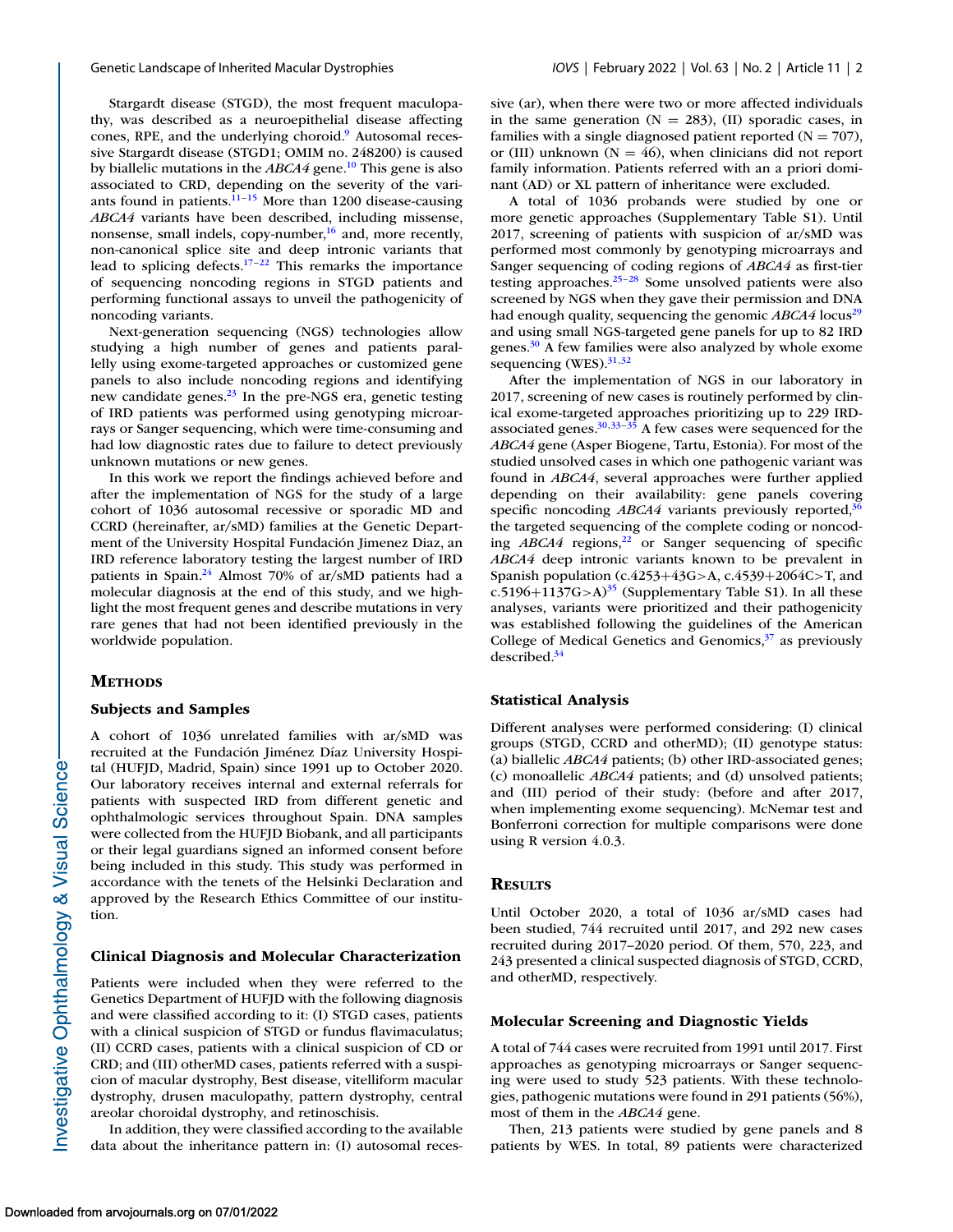Stargardt disease (STGD), the most frequent maculopathy, was described as a neuroepithelial disease affecting cones, RPE, and the underlying choroid.[9] Autosomal recessive Stargardt disease (STGD1; OMIM no. 248200) is caused by biallelic mutations in the *ABCA4* gene.[10] This gene is also associated to CRD, depending on the severity of the variants found in patients.[11–15] More than 1200 disease-causing *ABCA4* variants have been described, including missense, nonsense, small indels, copy-number,[16] and, more recently, non-canonical splice site and deep intronic variants that lead to splicing defects.[17–22] This remarks the importance of sequencing noncoding regions in STGD patients and performing functional assays to unveil the pathogenicity of noncoding variants.

Next-generation sequencing (NGS) technologies allow studying a high number of genes and patients parallelly using exome-targeted approaches or customized gene panels to also include noncoding regions and identifying new candidate genes.[23] In the pre-NGS era, genetic testing of IRD patients was performed using genotyping microarrays or Sanger sequencing, which were time-consuming and had low diagnostic rates due to failure to detect previously unknown mutations or new genes.

In this work we report the findings achieved before and after the implementation of NGS for the study of a large cohort of 1036 autosomal recessive or sporadic MD and CCRD (hereinafter, ar/sMD) families at the Genetic Department of the University Hospital Fundación Jimenez Diaz, an IRD reference laboratory testing the largest number of IRD patients in Spain.[24] Almost 70% of ar/sMD patients had a molecular diagnosis at the end of this study, and we highlight the most frequent genes and describe mutations in very rare genes that had not been identified previously in the worldwide population.

## Methods

### Subjects and Samples

A cohort of 1036 unrelated families with ar/sMD was recruited at the Fundación Jiménez Díaz University Hospital (HUFJD, Madrid, Spain) since 1991 up to October 2020. Our laboratory receives internal and external referrals for patients with suspected IRD from different genetic and ophthalmologic services throughout Spain. DNA samples were collected from the HUFJD Biobank, and all participants or their legal guardians signed an informed consent before being included in this study. This study was performed in accordance with the tenets of the Helsinki Declaration and approved by the Research Ethics Committee of our institution.

### Clinical Diagnosis and Molecular Characterization

Patients were included when they were referred to the Genetics Department of HUFJD with the following diagnosis and were classified according to it: (I) STGD cases, patients with a clinical suspicion of STGD or fundus flavimaculatus; (II) CCRD cases, patients with a clinical suspicion of CD or CRD; and (III) otherMD cases, patients referred with a suspicion of macular dystrophy, Best disease, vitelliform macular dystrophy, drusen maculopathy, pattern dystrophy, central areolar choroidal dystrophy, and retinoschisis.

In addition, they were classified according to the available data about the inheritance pattern in: (I) autosomal recessive (ar), when there were two or more affected individuals in the same generation (N = 283), (II) sporadic cases, in families with a single diagnosed patient reported (N = 707), or (III) unknown (N = 46), when clinicians did not report family information. Patients referred with an a priori dominant (AD) or XL pattern of inheritance were excluded.

A total of 1036 probands were studied by one or more genetic approaches (Supplementary Table S1). Until 2017, screening of patients with suspicion of ar/sMD was performed most commonly by genotyping microarrays and Sanger sequencing of coding regions of *ABCA4* as first-tier testing approaches.[25–28] Some unsolved patients were also screened by NGS when they gave their permission and DNA had enough quality, sequencing the genomic *ABCA4* locus[29] and using small NGS-targeted gene panels for up to 82 IRD genes.[30] A few families were also analyzed by whole exome sequencing (WES).[31,32]

After the implementation of NGS in our laboratory in 2017, screening of new cases is routinely performed by clinical exome-targeted approaches prioritizing up to 229 IRD-associated genes.[30,33–35] A few cases were sequenced for the *ABCA4* gene (Asper Biogene, Tartu, Estonia). For most of the studied unsolved cases in which one pathogenic variant was found in *ABCA4*, several approaches were further applied depending on their availability: gene panels covering specific noncoding *ABCA4* variants previously reported,[36] the targeted sequencing of the complete coding or noncoding *ABCA4* regions,[22] or Sanger sequencing of specific *ABCA4* deep intronic variants known to be prevalent in Spanish population (c.4253+43G>A, c.4539+2064C>T, and c.5196+1137G>A)[35] (Supplementary Table S1). In all these analyses, variants were prioritized and their pathogenicity was established following the guidelines of the American College of Medical Genetics and Genomics,[37] as previously described.[34]

### Statistical Analysis

Different analyses were performed considering: (I) clinical groups (STGD, CCRD and otherMD); (II) genotype status: (a) biallelic *ABCA4* patients; (b) other IRD-associated genes; (c) monoallelic *ABCA4* patients; and (d) unsolved patients; and (III) period of their study: (before and after 2017, when implementing exome sequencing). McNemar test and Bonferroni correction for multiple comparisons were done using R version 4.0.3.

## Results

Until October 2020, a total of 1036 ar/sMD cases had been studied, 744 recruited until 2017, and 292 new cases recruited during 2017–2020 period. Of them, 570, 223, and 243 presented a clinical suspected diagnosis of STGD, CCRD, and otherMD, respectively.

### Molecular Screening and Diagnostic Yields

A total of 744 cases were recruited from 1991 until 2017. First approaches as genotyping microarrays or Sanger sequencing were used to study 523 patients. With these technologies, pathogenic mutations were found in 291 patients (56%), most of them in the *ABCA4* gene.

Then, 213 patients were studied by gene panels and 8 patients by WES. In total, 89 patients were characterized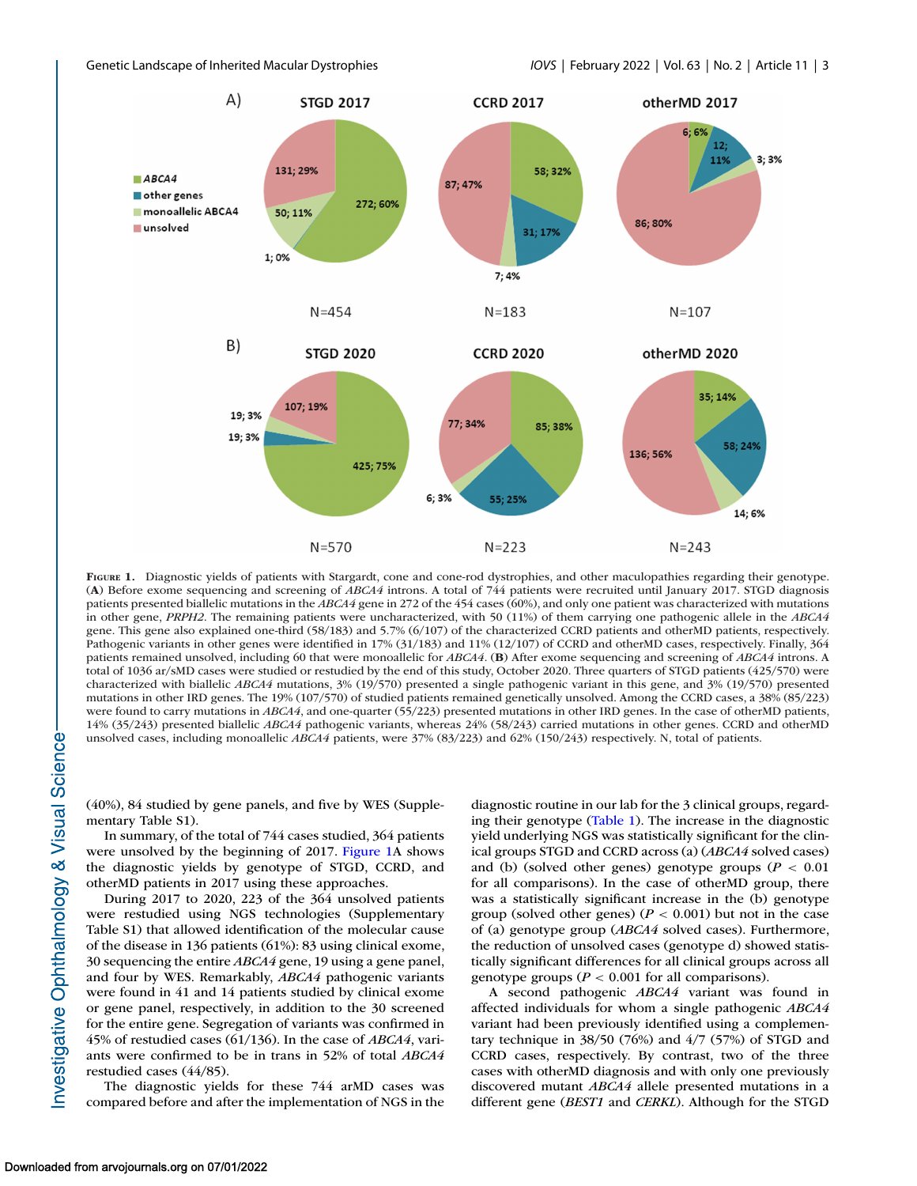**Figure 1.** Diagnostic yields of patients with Stargardt, cone and cone-rod dystrophies, and other maculopathies regarding their genotype. (**A**) Before exome sequencing and screening of *ABCA4* introns. A total of 744 patients were recruited until January 2017. STGD diagnosis patients presented biallelic mutations in the *ABCA4* gene in 272 of the 454 cases (60%), and only one patient was characterized with mutations in other gene, *PRPH2*. The remaining patients were uncharacterized, with 50 (11%) of them carrying one pathogenic allele in the *ABCA4* gene. This gene also explained one-third (58/183) and 5.7% (6/107) of the characterized CCRD patients and otherMD patients, respectively. Pathogenic variants in other genes were identified in 17% (31/183) and 11% (12/107) of CCRD and otherMD cases, respectively. Finally, 364 patients remained unsolved, including 60 that were monoallelic for *ABCA4*. (**B**) After exome sequencing and screening of *ABCA4* introns. A total of 1036 ar/sMD cases were studied or restudied by the end of this study, October 2020. Three quarters of STGD patients (425/570) were characterized with biallelic *ABCA4* mutations, 3% (19/570) presented a single pathogenic variant in this gene, and 3% (19/570) presented mutations in other IRD genes. The 19% (107/570) of studied patients remained genetically unsolved. Among the CCRD cases, a 38% (85/223) were found to carry mutations in *ABCA4*, and one-quarter (55/223) presented mutations in other IRD genes. In the case of otherMD patients, 14% (35/243) presented biallelic *ABCA4* pathogenic variants, whereas 24% (58/243) carried mutations in other genes. CCRD and otherMD unsolved cases, including monoallelic *ABCA4* patients, were 37% (83/223) and 62% (150/243) respectively. N, total of patients.

(40%), 84 studied by gene panels, and five by WES (Supplementary Table S1).

In summary, of the total of 744 cases studied, 364 patients were unsolved by the beginning of 2017. Figure 1A shows the diagnostic yields by genotype of STGD, CCRD, and otherMD patients in 2017 using these approaches.

During 2017 to 2020, 223 of the 364 unsolved patients were restudied using NGS technologies (Supplementary Table S1) that allowed identification of the molecular cause of the disease in 136 patients (61%): 83 using clinical exome, 30 sequencing the entire *ABCA4* gene, 19 using a gene panel, and four by WES. Remarkably, *ABCA4* pathogenic variants were found in 41 and 14 patients studied by clinical exome or gene panel, respectively, in addition to the 30 screened for the entire gene. Segregation of variants was confirmed in 45% of restudied cases (61/136). In the case of *ABCA4*, variants were confirmed to be in trans in 52% of total *ABCA4* restudied cases (44/85).

The diagnostic yields for these 744 armD cases was compared before and after the implementation of NGS in the diagnostic routine in our lab for the 3 clinical groups, regarding their genotype (Table 1). The increase in the diagnostic yield underlying NGS was statistically significant for the clinical groups STGD and CCRD across (a) (*ABCA4* solved cases) and (b) (solved other genes) genotype groups ($P < 0.01$ for all comparisons). In the case of otherMD group, there was a statistically significant increase in the (b) genotype group (solved other genes) ($P < 0.001$) but not in the case of (a) genotype group (*ABCA4* solved cases). Furthermore, the reduction of unsolved cases (genotype d) showed statistically significant differences for all clinical groups across all genotype groups ($P < 0.001$ for all comparisons).

A second pathogenic *ABCA4* variant was found in affected individuals for whom a single pathogenic *ABCA4* variant had been previously identified using a complementary technique in 38/50 (76%) and 4/7 (57%) of STGD and CCRD cases, respectively. By contrast, two of the three cases with otherMD diagnosis and with only one previously discovered mutant *ABCA4* allele presented mutations in a different gene (*BEST1* and *CERKL*). Although for the STGD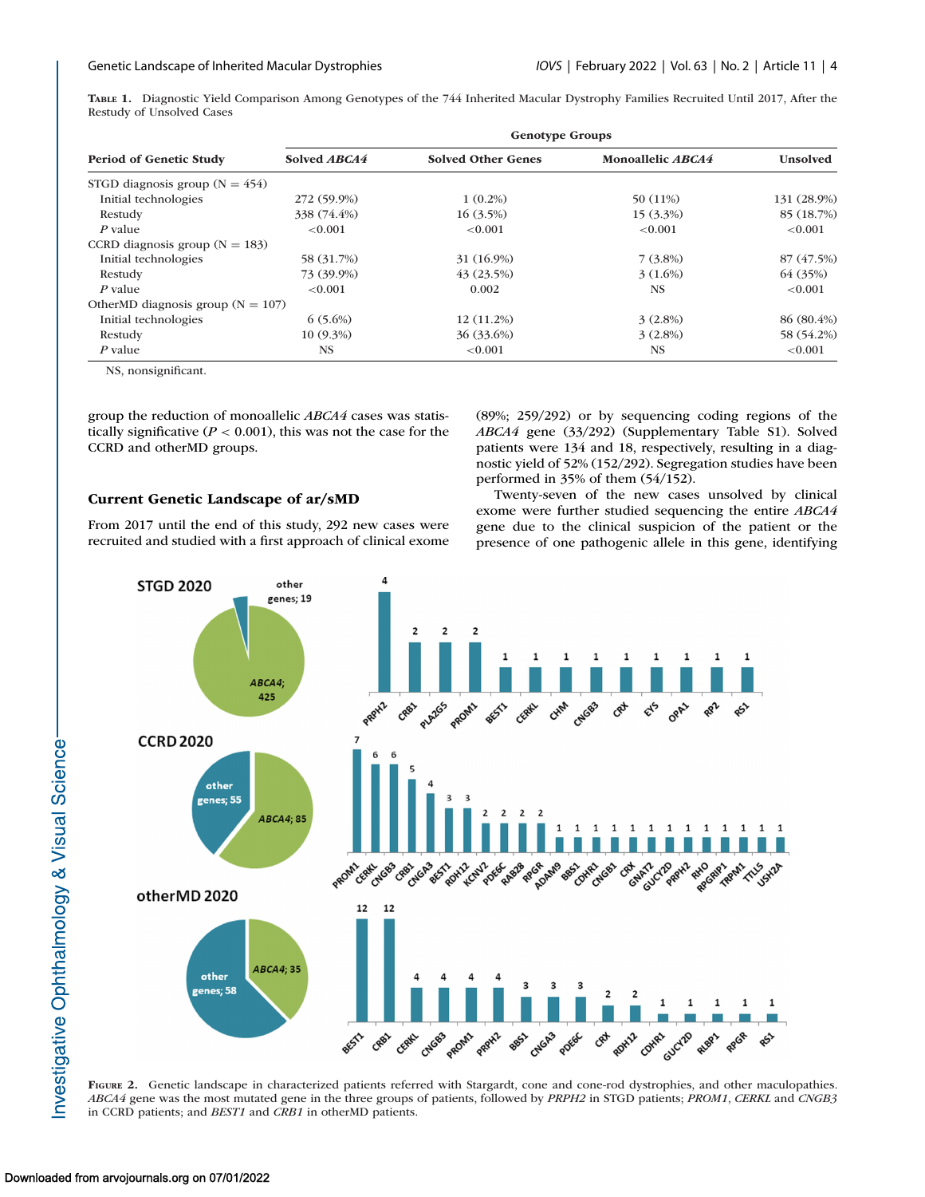**Table 1.** Diagnostic Yield Comparison Among Genotypes of the 744 Inherited Macular Dystrophy Families Recruited Until 2017, After the Restudy of Unsolved Cases

| Period of Genetic Study | Genotype Groups | | | |
|---|---|---|---|---|
| | Solved *ABCA4* | Solved Other Genes | Monoallelic *ABCA4* | Unsolved |
| STGD diagnosis group (N = 454) | | | | |
| Initial technologies | 272 (59.9%) | 1 (0.2%) | 50 (11%) | 131 (28.9%) |
| Restudy | 338 (74.4%) | 16 (3.5%) | 15 (3.3%) | 85 (18.7%) |
| *P* value | <0.001 | <0.001 | <0.001 | <0.001 |
| CCRD diagnosis group (N = 183) | | | | |
| Initial technologies | 58 (31.7%) | 31 (16.9%) | 7 (3.8%) | 87 (47.5%) |
| Restudy | 73 (39.9%) | 43 (23.5%) | 3 (1.6%) | 64 (35%) |
| *P* value | <0.001 | 0.002 | NS | <0.001 |
| OtherMD diagnosis group (N = 107) | | | | |
| Initial technologies | 6 (5.6%) | 12 (11.2%) | 3 (2.8%) | 86 (80.4%) |
| Restudy | 10 (9.3%) | 36 (33.6%) | 3 (2.8%) | 58 (54.2%) |
| *P* value | NS | <0.001 | NS | <0.001 |

NS, nonsignificant.

group the reduction of monoallelic *ABCA4* cases was statistically significative ($P < 0.001$), this was not the case for the CCRD and otherMD groups.

### Current Genetic Landscape of ar/sMD

From 2017 until the end of this study, 292 new cases were recruited and studied with a first approach of clinical exome (89%; 259/292) or by sequencing coding regions of the *ABCA4* gene (33/292) (Supplementary Table S1). Solved patients were 134 and 18, respectively, resulting in a diagnostic yield of 52% (152/292). Segregation studies have been performed in 35% of them (54/152).

Twenty-seven of the new cases unsolved by clinical exome were further studied sequencing the entire *ABCA4* gene due to the clinical suspicion of the patient or the presence of one pathogenic allele in this gene, identifying

**Figure 2.** Genetic landscape in characterized patients referred with Stargardt, cone and cone-rod dystrophies, and other maculopathies. *ABCA4* gene was the most mutated gene in the three groups of patients, followed by *PRPH2* in STGD patients; *PROM1*, *CERKL* and *CNGB3* in CCRD patients; and *BEST1* and *CRB1* in otherMD patients.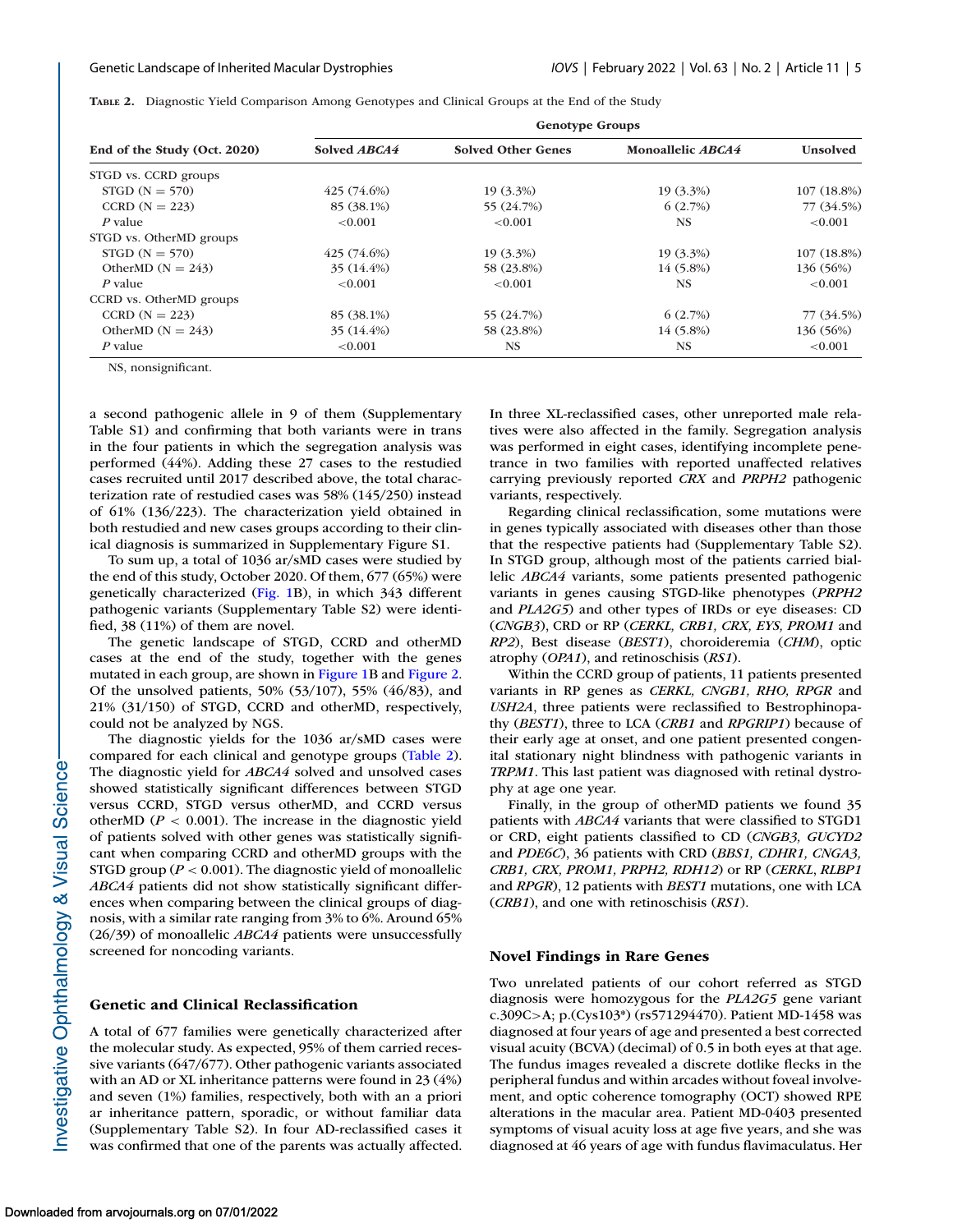**Table 2.** Diagnostic Yield Comparison Among Genotypes and Clinical Groups at the End of the Study

| End of the Study (Oct. 2020) | Genotype Groups | | | |
|---|---|---|---|---|
| | Solved *ABCA4* | Solved Other Genes | Monoallelic *ABCA4* | Unsolved |
| STGD vs. CCRD groups | | | | |
| STGD (N = 570) | 425 (74.6%) | 19 (3.3%) | 19 (3.3%) | 107 (18.8%) |
| CCRD (N = 223) | 85 (38.1%) | 55 (24.7%) | 6 (2.7%) | 77 (34.5%) |
| *P* value | <0.001 | <0.001 | NS | <0.001 |
| STGD vs. OtherMD groups | | | | |
| STGD (N = 570) | 425 (74.6%) | 19 (3.3%) | 19 (3.3%) | 107 (18.8%) |
| OtherMD (N = 243) | 35 (14.4%) | 58 (23.8%) | 14 (5.8%) | 136 (56%) |
| *P* value | <0.001 | <0.001 | NS | <0.001 |
| CCRD vs. OtherMD groups | | | | |
| CCRD (N = 223) | 85 (38.1%) | 55 (24.7%) | 6 (2.7%) | 77 (34.5%) |
| OtherMD (N = 243) | 35 (14.4%) | 58 (23.8%) | 14 (5.8%) | 136 (56%) |
| *P* value | <0.001 | NS | NS | <0.001 |

NS, nonsignificant.

a second pathogenic allele in 9 of them (Supplementary Table S1) and confirming that both variants were in trans in the four patients in which the segregation analysis was performed (44%). Adding these 27 cases to the restudied cases recruited until 2017 described above, the total characterization rate of restudied cases was 58% (145/250) instead of 61% (136/223). The characterization yield obtained in both restudied and new cases groups according to their clinical diagnosis is summarized in Supplementary Figure S1.

To sum up, a total of 1036 ar/sMD cases were studied by the end of this study, October 2020. Of them, 677 (65%) were genetically characterized (Fig. 1B), in which 343 different pathogenic variants (Supplementary Table S2) were identified, 38 (11%) of them are novel.

The genetic landscape of STGD, CCRD and otherMD cases at the end of the study, together with the genes mutated in each group, are shown in Figure 1B and Figure 2. Of the unsolved patients, 50% (53/107), 55% (46/83), and 21% (31/150) of STGD, CCRD and otherMD, respectively, could not be analyzed by NGS.

The diagnostic yields for the 1036 ar/sMD cases were compared for each clinical and genotype groups (Table 2). The diagnostic yield for *ABCA4* solved and unsolved cases showed statistically significant differences between STGD versus CCRD, STGD versus otherMD, and CCRD versus otherMD ($P$ < 0.001). The increase in the diagnostic yield of patients solved with other genes was statistically significant when comparing CCRD and otherMD groups with the STGD group ($P$ < 0.001). The diagnostic yield of monoallelic *ABCA4* patients did not show statistically significant differences when comparing between the clinical groups of diagnosis, with a similar rate ranging from 3% to 6%. Around 65% (26/39) of monoallelic *ABCA4* patients were unsuccessfully screened for noncoding variants.

## Genetic and Clinical Reclassification

A total of 677 families were genetically characterized after the molecular study. As expected, 95% of them carried recessive variants (647/677). Other pathogenic variants associated with an AD or XL inheritance patterns were found in 23 (4%) and seven (1%) families, respectively, both with an a priori ar inheritance pattern, sporadic, or without familiar data (Supplementary Table S2). In four AD-reclassified cases it was confirmed that one of the parents was actually affected. In three XL-reclassified cases, other unreported male relatives were also affected in the family. Segregation analysis was performed in eight cases, identifying incomplete penetrance in two families with reported unaffected relatives carrying previously reported *CRX* and *PRPH2* pathogenic variants, respectively.

Regarding clinical reclassification, some mutations were in genes typically associated with diseases other than those that the respective patients had (Supplementary Table S2). In STGD group, although most of the patients carried biallelic *ABCA4* variants, some patients presented pathogenic variants in genes causing STGD-like phenotypes (*PRPH2* and *PLA2G5*) and other types of IRDs or eye diseases: CD (*CNGB3*), CRD or RP (*CERKL, CRB1, CRX, EYS, PROM1* and *RP2*), Best disease (*BEST1*), choroideremia (*CHM*), optic atrophy (*OPA1*), and retinoschisis (*RS1*).

Within the CCRD group of patients, 11 patients presented variants in RP genes as *CERKL, CNGB1, RHO, RPGR* and *USH2A*, three patients were reclassified to Bestrophinopathy (*BEST1*), three to LCA (*CRB1* and *RPGRIP1*) because of their early age at onset, and one patient presented congenital stationary night blindness with pathogenic variants in *TRPM1*. This last patient was diagnosed with retinal dystrophy at age one year.

Finally, in the group of otherMD patients we found 35 patients with *ABCA4* variants that were classified to STGD1 or CRD, eight patients classified to CD (*CNGB3, GUCYD2* and *PDE6C*), 36 patients with CRD (*BBS1, CDHR1, CNGA3, CRB1, CRX, PROM1, PRPH2, RDH12*) or RP (*CERKL, RLBP1* and *RPGR*), 12 patients with *BEST1* mutations, one with LCA (*CRB1*), and one with retinoschisis (*RS1*).

## Novel Findings in Rare Genes

Two unrelated patients of our cohort referred as STGD diagnosis were homozygous for the *PLA2G5* gene variant c.309C>A; p.(Cys103*) (rs571294470). Patient MD-1458 was diagnosed at four years of age and presented a best corrected visual acuity (BCVA) (decimal) of 0.5 in both eyes at that age. The fundus images revealed a discrete dotlike flecks in the peripheral fundus and within arcades without foveal involvement, and optic coherence tomography (OCT) showed RPE alterations in the macular area. Patient MD-0403 presented symptoms of visual acuity loss at age five years, and she was diagnosed at 46 years of age with fundus flavimaculatus. Her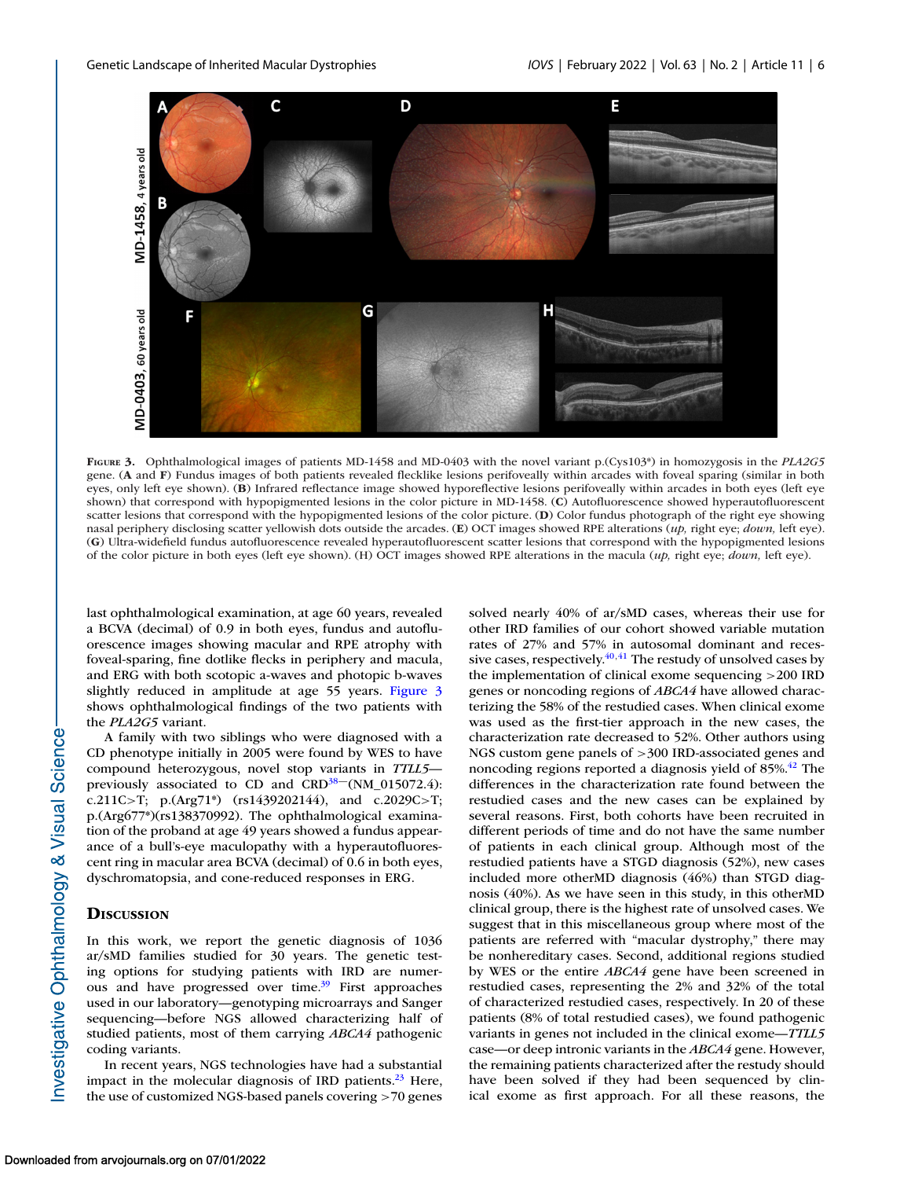FIGURE 3. Ophthalmological images of patients MD-1458 and MD-0403 with the novel variant p.(Cys103*) in homozygosis in the *PLA2G5* gene. (**A** and **F**) Fundus images of both patients revealed flecklike lesions perifoveally within arcades with foveal sparing (similar in both eyes, only left eye shown). (**B**) Infrared reflectance image showed hyporeflective lesions perifoveally within arcades in both eyes (left eye shown) that correspond with hypopigmented lesions in the color picture in MD-1458. (**C**) Autofluorescence showed hyperautofluorescent scatter lesions that correspond with the hypopigmented lesions of the color picture. (**D**) Color fundus photograph of the right eye showing nasal periphery disclosing scatter yellowish dots outside the arcades. (**E**) OCT images showed RPE alterations (*up,* right eye; *down,* left eye). (**G**) Ultra-widefield fundus autofluorescence revealed hyperautofluorescent scatter lesions that correspond with the hypopigmented lesions of the color picture in both eyes (left eye shown). (H) OCT images showed RPE alterations in the macula (*up,* right eye; *down,* left eye).

last ophthalmological examination, at age 60 years, revealed a BCVA (decimal) of 0.9 in both eyes, fundus and autofluorescence images showing macular and RPE atrophy with foveal-sparing, fine dotlike flecks in periphery and macula, and ERG with both scotopic a-waves and photopic b-waves slightly reduced in amplitude at age 55 years. Figure 3 shows ophthalmological findings of the two patients with the *PLA2G5* variant.

A family with two siblings who were diagnosed with a CD phenotype initially in 2005 were found by WES to have compound heterozygous, novel stop variants in *TTLL5*—previously associated to CD and CRD[38]—(NM_015072.4): c.211C>T; p.(Arg71*) (rs1439202144), and c.2029C>T; p.(Arg677*)(rs138370992). The ophthalmological examination of the proband at age 49 years showed a fundus appearance of a bull's-eye maculopathy with a hyperautofluorescent ring in macular area BCVA (decimal) of 0.6 in both eyes, dyschromatopsia, and cone-reduced responses in ERG.

## DISCUSSION

In this work, we report the genetic diagnosis of 1036 ar/sMD families studied for 30 years. The genetic testing options for studying patients with IRD are numerous and have progressed over time.[39] First approaches used in our laboratory—genotyping microarrays and Sanger sequencing—before NGS allowed characterizing half of studied patients, most of them carrying *ABCA4* pathogenic coding variants.

In recent years, NGS technologies have had a substantial impact in the molecular diagnosis of IRD patients.[23] Here, the use of customized NGS-based panels covering >70 genes solved nearly 40% of ar/sMD cases, whereas their use for other IRD families of our cohort showed variable mutation rates of 27% and 57% in autosomal dominant and recessive cases, respectively.[40,41] The restudy of unsolved cases by the implementation of clinical exome sequencing >200 IRD genes or noncoding regions of *ABCA4* have allowed characterizing the 58% of the restudied cases. When clinical exome was used as the first-tier approach in the new cases, the characterization rate decreased to 52%. Other authors using NGS custom gene panels of >300 IRD-associated genes and noncoding regions reported a diagnosis yield of 85%.[42] The differences in the characterization rate found between the restudied cases and the new cases can be explained by several reasons. First, both cohorts have been recruited in different periods of time and do not have the same number of patients in each clinical group. Although most of the restudied patients have a STGD diagnosis (52%), new cases included more otherMD diagnosis (46%) than STGD diagnosis (40%). As we have seen in this study, in this otherMD clinical group, there is the highest rate of unsolved cases. We suggest that in this miscellaneous group where most of the patients are referred with "macular dystrophy," there may be nonhereditary cases. Second, additional regions studied by WES or the entire *ABCA4* gene have been screened in restudied cases, representing the 2% and 32% of the total of characterized restudied cases, respectively. In 20 of these patients (8% of total restudied cases), we found pathogenic variants in genes not included in the clinical exome—*TTLL5* case—or deep intronic variants in the *ABCA4* gene. However, the remaining patients characterized after the restudy should have been solved if they had been sequenced by clinical exome as first approach. For all these reasons, the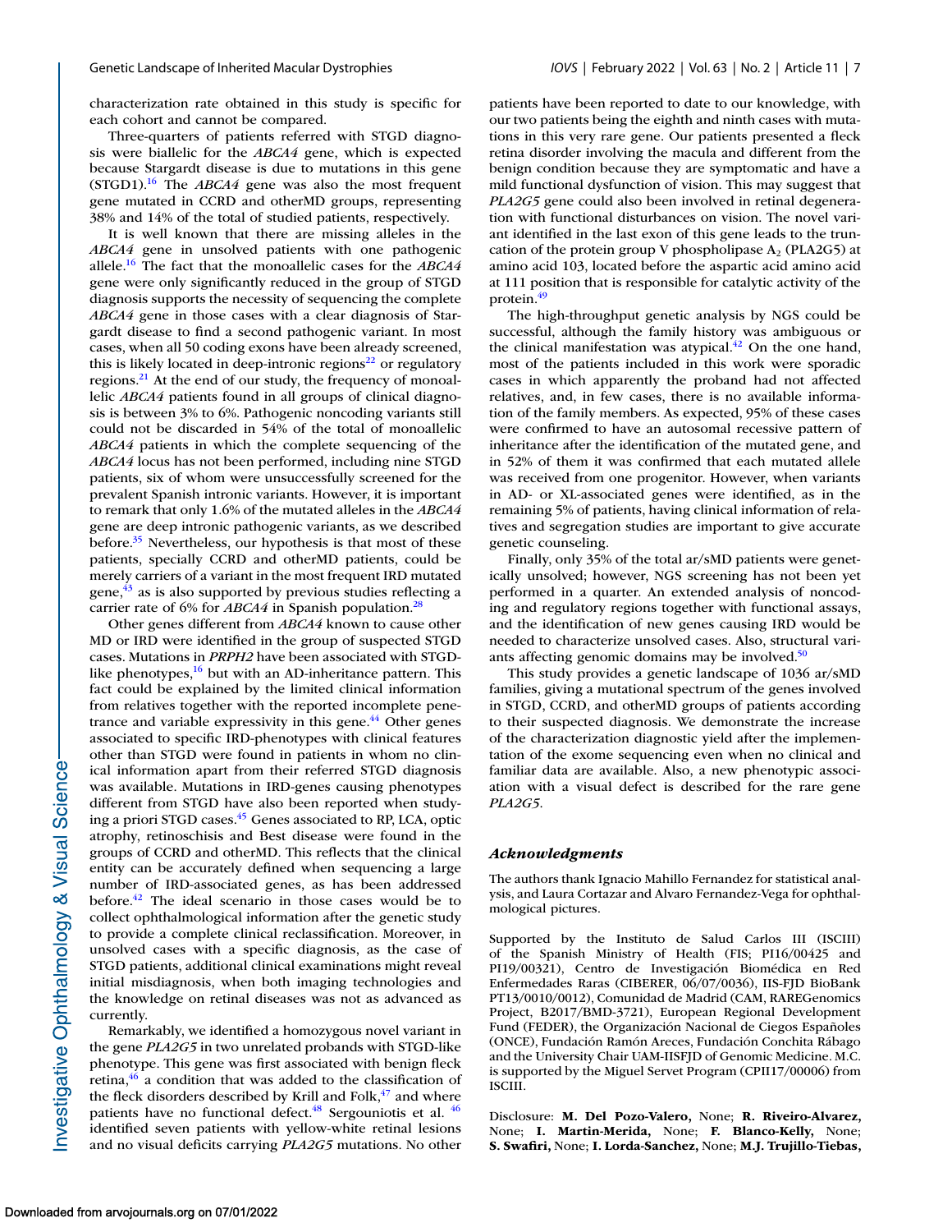characterization rate obtained in this study is specific for each cohort and cannot be compared.

Three-quarters of patients referred with STGD diagnosis were biallelic for the *ABCA4* gene, which is expected because Stargardt disease is due to mutations in this gene (STGD1).[16] The *ABCA4* gene was also the most frequent gene mutated in CCRD and otherMD groups, representing 38% and 14% of the total of studied patients, respectively.

It is well known that there are missing alleles in the *ABCA4* gene in unsolved patients with one pathogenic allele.[16] The fact that the monoallelic cases for the *ABCA4* gene were only significantly reduced in the group of STGD diagnosis supports the necessity of sequencing the complete *ABCA4* gene in those cases with a clear diagnosis of Stargardt disease to find a second pathogenic variant. In most cases, when all 50 coding exons have been already screened, this is likely located in deep-intronic regions[22] or regulatory regions.[21] At the end of our study, the frequency of monoallelic *ABCA4* patients found in all groups of clinical diagnosis is between 3% to 6%. Pathogenic noncoding variants still could not be discarded in 54% of the total of monoallelic *ABCA4* patients in which the complete sequencing of the *ABCA4* locus has not been performed, including nine STGD patients, six of whom were unsuccessfully screened for the prevalent Spanish intronic variants. However, it is important to remark that only 1.6% of the mutated alleles in the *ABCA4* gene are deep intronic pathogenic variants, as we described before.[35] Nevertheless, our hypothesis is that most of these patients, specially CCRD and otherMD patients, could be merely carriers of a variant in the most frequent IRD mutated gene,[43] as is also supported by previous studies reflecting a carrier rate of 6% for *ABCA4* in Spanish population.[28]

Other genes different from *ABCA4* known to cause other MD or IRD were identified in the group of suspected STGD cases. Mutations in *PRPH2* have been associated with STGD-like phenotypes,[16] but with an AD-inheritance pattern. This fact could be explained by the limited clinical information from relatives together with the reported incomplete penetrance and variable expressivity in this gene.[44] Other genes associated to specific IRD-phenotypes with clinical features other than STGD were found in patients in whom no clinical information apart from their referred STGD diagnosis was available. Mutations in IRD-genes causing phenotypes different from STGD have also been reported when studying a priori STGD cases.[45] Genes associated to RP, LCA, optic atrophy, retinoschisis and Best disease were found in the groups of CCRD and otherMD. This reflects that the clinical entity can be accurately defined when sequencing a large number of IRD-associated genes, as has been addressed before.[42] The ideal scenario in those cases would be to collect ophthalmological information after the genetic study to provide a complete clinical reclassification. Moreover, in unsolved cases with a specific diagnosis, as the case of STGD patients, additional clinical examinations might reveal initial misdiagnosis, when both imaging technologies and the knowledge on retinal diseases was not as advanced as currently.

Remarkably, we identified a homozygous novel variant in the gene *PLA2G5* in two unrelated probands with STGD-like phenotype. This gene was first associated with benign fleck retina,[46] a condition that was added to the classification of the fleck disorders described by Krill and Folk,[47] and where patients have no functional defect.[48] Sergouniotis et al. [46] identified seven patients with yellow-white retinal lesions and no visual deficits carrying *PLA2G5* mutations. No other patients have been reported to date to our knowledge, with our two patients being the eighth and ninth cases with mutations in this very rare gene. Our patients presented a fleck retina disorder involving the macula and different from the benign condition because they are symptomatic and have a mild functional dysfunction of vision. This may suggest that *PLA2G5* gene could also been involved in retinal degeneration with functional disturbances on vision. The novel variant identified in the last exon of this gene leads to the truncation of the protein group V phospholipase $A_2$ (PLA2G5) at amino acid 103, located before the aspartic acid amino acid at 111 position that is responsible for catalytic activity of the protein.[49]

The high-throughput genetic analysis by NGS could be successful, although the family history was ambiguous or the clinical manifestation was atypical.[42] On the one hand, most of the patients included in this work were sporadic cases in which apparently the proband had not affected relatives, and, in few cases, there is no available information of the family members. As expected, 95% of these cases were confirmed to have an autosomal recessive pattern of inheritance after the identification of the mutated gene, and in 52% of them it was confirmed that each mutated allele was received from one progenitor. However, when variants in AD- or XL-associated genes were identified, as in the remaining 5% of patients, having clinical information of relatives and segregation studies are important to give accurate genetic counseling.

Finally, only 35% of the total ar/sMD patients were genetically unsolved; however, NGS screening has not been yet performed in a quarter. An extended analysis of noncoding and regulatory regions together with functional assays, and the identification of new genes causing IRD would be needed to characterize unsolved cases. Also, structural variants affecting genomic domains may be involved.[50]

This study provides a genetic landscape of 1036 ar/sMD families, giving a mutational spectrum of the genes involved in STGD, CCRD, and otherMD groups of patients according to their suspected diagnosis. We demonstrate the increase of the characterization diagnostic yield after the implementation of the exome sequencing even when no clinical and familiar data are available. Also, a new phenotypic association with a visual defect is described for the rare gene *PLA2G5*.

### *Acknowledgments*

The authors thank Ignacio Mahillo Fernandez for statistical analysis, and Laura Cortazar and Alvaro Fernandez-Vega for ophthalmological pictures.

Supported by the Instituto de Salud Carlos III (ISCIII) of the Spanish Ministry of Health (FIS; PI16/00425 and PI19/00321), Centro de Investigación Biomédica en Red Enfermedades Raras (CIBERER, 06/07/0036), IIS-FJD BioBank PT13/0010/0012), Comunidad de Madrid (CAM, RAREGenomics Project, B2017/BMD-3721), European Regional Development Fund (FEDER), the Organización Nacional de Ciegos Españoles (ONCE), Fundación Ramón Areces, Fundación Conchita Rábago and the University Chair UAM-IISFJD of Genomic Medicine. M.C. is supported by the Miguel Servet Program (CPII17/00006) from ISCIII.

Disclosure: **M. Del Pozo-Valero,** None; **R. Riveiro-Alvarez,** None; **I. Martin-Merida,** None; **F. Blanco-Kelly,** None; **S. Swafiri,** None; **I. Lorda-Sanchez,** None; **M.J. Trujillo-Tiebas,**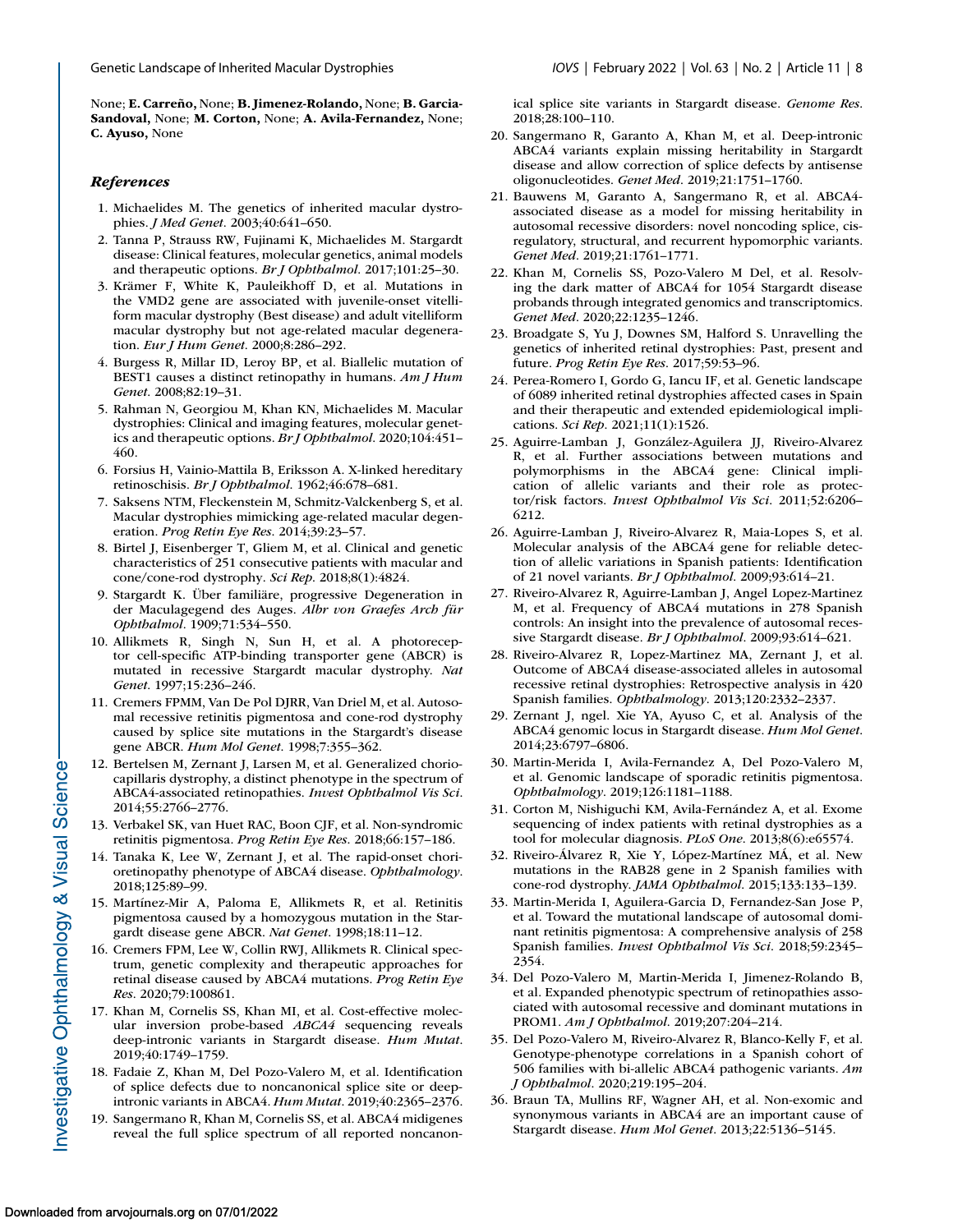None; **E. Carreño,** None; **B. Jimenez-Rolando,** None; **B. Garcia-Sandoval,** None; **M. Corton,** None; **A. Avila-Fernandez,** None; **C. Ayuso,** None

## *References*

1. Michaelides M. The genetics of inherited macular dystrophies. *J Med Genet*. 2003;40:641–650.
2. Tanna P, Strauss RW, Fujinami K, Michaelides M. Stargardt disease: Clinical features, molecular genetics, animal models and therapeutic options. *Br J Ophthalmol*. 2017;101:25–30.
3. Krämer F, White K, Pauleikhoff D, et al. Mutations in the VMD2 gene are associated with juvenile-onset vitelliform macular dystrophy (Best disease) and adult vitelliform macular dystrophy but not age-related macular degeneration. *Eur J Hum Genet*. 2000;8:286–292.
4. Burgess R, Millar ID, Leroy BP, et al. Biallelic mutation of BEST1 causes a distinct retinopathy in humans. *Am J Hum Genet*. 2008;82:19–31.
5. Rahman N, Georgiou M, Khan KN, Michaelides M. Macular dystrophies: Clinical and imaging features, molecular genetics and therapeutic options. *Br J Ophthalmol*. 2020;104:451–460.
6. Forsius H, Vainio-Mattila B, Eriksson A. X-linked hereditary retinoschisis. *Br J Ophthalmol*. 1962;46:678–681.
7. Saksens NTM, Fleckenstein M, Schmitz-Valckenberg S, et al. Macular dystrophies mimicking age-related macular degeneration. *Prog Retin Eye Res*. 2014;39:23–57.
8. Birtel J, Eisenberger T, Gliem M, et al. Clinical and genetic characteristics of 251 consecutive patients with macular and cone/cone-rod dystrophy. *Sci Rep*. 2018;8(1):4824.
9. Stargardt K. Über familiäre, progressive Degeneration in der Maculagegend des Auges. *Albr von Graefes Arch für Ophthalmol*. 1909;71:534–550.
10. Allikmets R, Singh N, Sun H, et al. A photoreceptor cell-specific ATP-binding transporter gene (ABCR) is mutated in recessive Stargardt macular dystrophy. *Nat Genet*. 1997;15:236–246.
11. Cremers FPMM, Van De Pol DJRR, Van Driel M, et al. Autosomal recessive retinitis pigmentosa and cone-rod dystrophy caused by splice site mutations in the Stargardt's disease gene ABCR. *Hum Mol Genet*. 1998;7:355–362.
12. Bertelsen M, Zernant J, Larsen M, et al. Generalized choriocapillaris dystrophy, a distinct phenotype in the spectrum of ABCA4-associated retinopathies. *Invest Ophthalmol Vis Sci*. 2014;55:2766–2776.
13. Verbakel SK, van Huet RAC, Boon CJF, et al. Non-syndromic retinitis pigmentosa. *Prog Retin Eye Res*. 2018;66:157–186.
14. Tanaka K, Lee W, Zernant J, et al. The rapid-onset chorioretinopathy phenotype of ABCA4 disease. *Ophthalmology*. 2018;125:89–99.
15. Martínez-Mir A, Paloma E, Allikmets R, et al. Retinitis pigmentosa caused by a homozygous mutation in the Stargardt disease gene ABCR. *Nat Genet*. 1998;18:11–12.
16. Cremers FPM, Lee W, Collin RWJ, Allikmets R. Clinical spectrum, genetic complexity and therapeutic approaches for retinal disease caused by ABCA4 mutations. *Prog Retin Eye Res*. 2020;79:100861.
17. Khan M, Cornelis SS, Khan MI, et al. Cost-effective molecular inversion probe-based *ABCA4* sequencing reveals deep-intronic variants in Stargardt disease. *Hum Mutat*. 2019;40:1749–1759.
18. Fadaie Z, Khan M, Del Pozo-Valero M, et al. Identification of splice defects due to noncanonical splice site or deep-intronic variants in ABCA4. *Hum Mutat*. 2019;40:2365–2376.
19. Sangermano R, Khan M, Cornelis SS, et al. ABCA4 midigenes reveal the full splice spectrum of all reported noncanonical splice site variants in Stargardt disease. *Genome Res*. 2018;28:100–110.
20. Sangermano R, Garanto A, Khan M, et al. Deep-intronic ABCA4 variants explain missing heritability in Stargardt disease and allow correction of splice defects by antisense oligonucleotides. *Genet Med*. 2019;21:1751–1760.
21. Bauwens M, Garanto A, Sangermano R, et al. ABCA4-associated disease as a model for missing heritability in autosomal recessive disorders: novel noncoding splice, cis-regulatory, structural, and recurrent hypomorphic variants. *Genet Med*. 2019;21:1761–1771.
22. Khan M, Cornelis SS, Pozo-Valero M Del, et al. Resolving the dark matter of ABCA4 for 1054 Stargardt disease probands through integrated genomics and transcriptomics. *Genet Med*. 2020;22:1235–1246.
23. Broadgate S, Yu J, Downes SM, Halford S. Unravelling the genetics of inherited retinal dystrophies: Past, present and future. *Prog Retin Eye Res*. 2017;59:53–96.
24. Perea-Romero I, Gordo G, Iancu IF, et al. Genetic landscape of 6089 inherited retinal dystrophies affected cases in Spain and their therapeutic and extended epidemiological implications. *Sci Rep*. 2021;11(1):1526.
25. Aguirre-Lamban J, González-Aguilera JJ, Riveiro-Alvarez R, et al. Further associations between mutations and polymorphisms in the ABCA4 gene: Clinical implication of allelic variants and their role as protector/risk factors. *Invest Ophthalmol Vis Sci*. 2011;52:6206–6212.
26. Aguirre-Lamban J, Riveiro-Alvarez R, Maia-Lopes S, et al. Molecular analysis of the ABCA4 gene for reliable detection of allelic variations in Spanish patients: Identification of 21 novel variants. *Br J Ophthalmol*. 2009;93:614–21.
27. Riveiro-Alvarez R, Aguirre-Lamban J, Angel Lopez-Martinez M, et al. Frequency of ABCA4 mutations in 278 Spanish controls: An insight into the prevalence of autosomal recessive Stargardt disease. *Br J Ophthalmol*. 2009;93:614–621.
28. Riveiro-Alvarez R, Lopez-Martinez MA, Zernant J, et al. Outcome of ABCA4 disease-associated alleles in autosomal recessive retinal dystrophies: Retrospective analysis in 420 Spanish families. *Ophthalmology*. 2013;120:2332–2337.
29. Zernant J, ngel. Xie YA, Ayuso C, et al. Analysis of the ABCA4 genomic locus in Stargardt disease. *Hum Mol Genet*. 2014;23:6797–6806.
30. Martin-Merida I, Avila-Fernandez A, Del Pozo-Valero M, et al. Genomic landscape of sporadic retinitis pigmentosa. *Ophthalmology*. 2019;126:1181–1188.
31. Corton M, Nishiguchi KM, Avila-Fernández A, et al. Exome sequencing of index patients with retinal dystrophies as a tool for molecular diagnosis. *PLoS One*. 2013;8(6):e65574.
32. Riveiro-Álvarez R, Xie Y, López-Martínez MÁ, et al. New mutations in the RAB28 gene in 2 Spanish families with cone-rod dystrophy. *JAMA Ophthalmol*. 2015;133:133–139.
33. Martin-Merida I, Aguilera-Garcia D, Fernandez-San Jose P, et al. Toward the mutational landscape of autosomal dominant retinitis pigmentosa: A comprehensive analysis of 258 Spanish families. *Invest Ophthalmol Vis Sci*. 2018;59:2345–2354.
34. Del Pozo-Valero M, Martin-Merida I, Jimenez-Rolando B, et al. Expanded phenotypic spectrum of retinopathies associated with autosomal recessive and dominant mutations in PROM1. *Am J Ophthalmol*. 2019;207:204–214.
35. Del Pozo-Valero M, Riveiro-Alvarez R, Blanco-Kelly F, et al. Genotype-phenotype correlations in a Spanish cohort of 506 families with bi-allelic ABCA4 pathogenic variants. *Am J Ophthalmol*. 2020;219:195–204.
36. Braun TA, Mullins RF, Wagner AH, et al. Non-exomic and synonymous variants in ABCA4 are an important cause of Stargardt disease. *Hum Mol Genet*. 2013;22:5136–5145.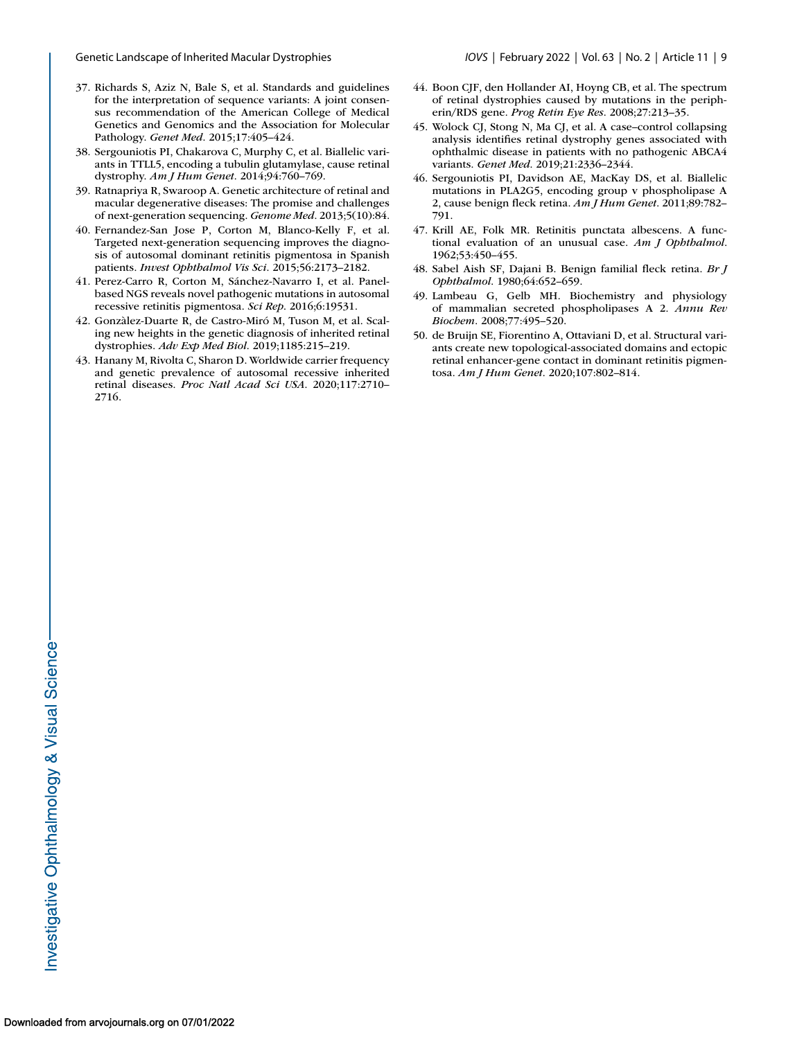37. Richards S, Aziz N, Bale S, et al. Standards and guidelines for the interpretation of sequence variants: A joint consensus recommendation of the American College of Medical Genetics and Genomics and the Association for Molecular Pathology. *Genet Med*. 2015;17:405–424.
38. Sergouniotis PI, Chakarova C, Murphy C, et al. Biallelic variants in TTLL5, encoding a tubulin glutamylase, cause retinal dystrophy. *Am J Hum Genet*. 2014;94:760–769.
39. Ratnapriya R, Swaroop A. Genetic architecture of retinal and macular degenerative diseases: The promise and challenges of next-generation sequencing. *Genome Med*. 2013;5(10):84.
40. Fernandez-San Jose P, Corton M, Blanco-Kelly F, et al. Targeted next-generation sequencing improves the diagnosis of autosomal dominant retinitis pigmentosa in Spanish patients. *Invest Ophthalmol Vis Sci*. 2015;56:2173–2182.
41. Perez-Carro R, Corton M, Sánchez-Navarro I, et al. Panel-based NGS reveals novel pathogenic mutations in autosomal recessive retinitis pigmentosa. *Sci Rep*. 2016;6:19531.
42. Gonzàlez-Duarte R, de Castro-Miró M, Tuson M, et al. Scaling new heights in the genetic diagnosis of inherited retinal dystrophies. *Adv Exp Med Biol*. 2019;1185:215–219.
43. Hanany M, Rivolta C, Sharon D. Worldwide carrier frequency and genetic prevalence of autosomal recessive inherited retinal diseases. *Proc Natl Acad Sci USA*. 2020;117:2710–2716.
44. Boon CJF, den Hollander AI, Hoyng CB, et al. The spectrum of retinal dystrophies caused by mutations in the peripherin/RDS gene. *Prog Retin Eye Res*. 2008;27:213–35.
45. Wolock CJ, Stong N, Ma CJ, et al. A case–control collapsing analysis identifies retinal dystrophy genes associated with ophthalmic disease in patients with no pathogenic ABCA4 variants. *Genet Med*. 2019;21:2336–2344.
46. Sergouniotis PI, Davidson AE, MacKay DS, et al. Biallelic mutations in PLA2G5, encoding group v phospholipase A 2, cause benign fleck retina. *Am J Hum Genet*. 2011;89:782–791.
47. Krill AE, Folk MR. Retinitis punctata albescens. A functional evaluation of an unusual case. *Am J Ophthalmol*. 1962;53:450–455.
48. Sabel Aish SF, Dajani B. Benign familial fleck retina. *Br J Ophthalmol*. 1980;64:652–659.
49. Lambeau G, Gelb MH. Biochemistry and physiology of mammalian secreted phospholipases A 2. *Annu Rev Biochem*. 2008;77:495–520.
50. de Bruijn SE, Fiorentino A, Ottaviani D, et al. Structural variants create new topological-associated domains and ectopic retinal enhancer-gene contact in dominant retinitis pigmentosa. *Am J Hum Genet*. 2020;107:802–814.